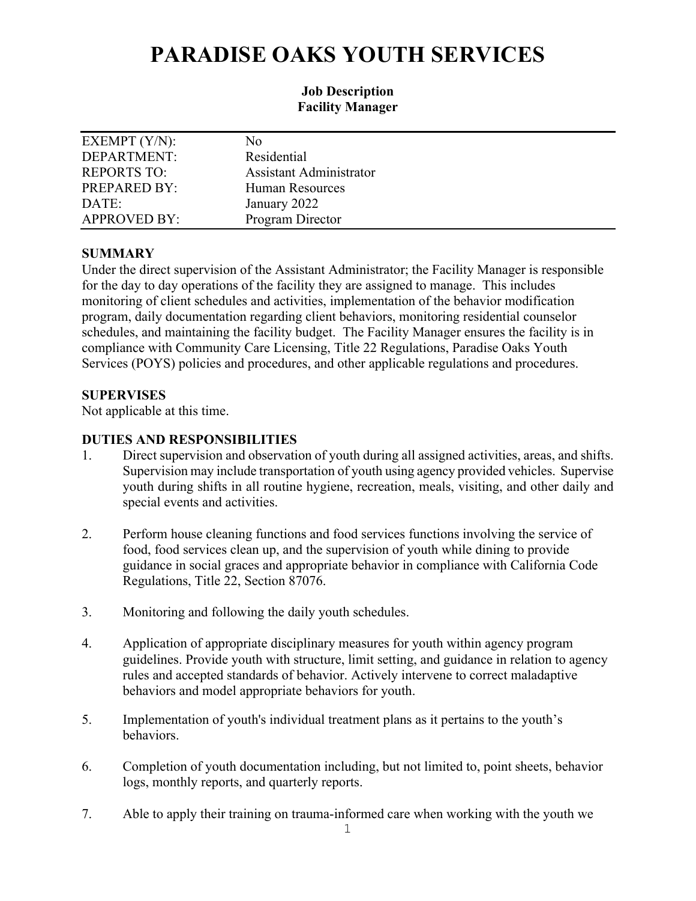# PARADISE OAKS YOUTH SERVICES

**Job Description**
**Facility Manager**

| | |
|---|---|
| EXEMPT (Y/N): | No |
| DEPARTMENT: | Residential |
| REPORTS TO: | Assistant Administrator |
| PREPARED BY: | Human Resources |
| DATE: | January 2022 |
| APPROVED BY: | Program Director |

## SUMMARY

Under the direct supervision of the Assistant Administrator; the Facility Manager is responsible for the day to day operations of the facility they are assigned to manage. This includes monitoring of client schedules and activities, implementation of the behavior modification program, daily documentation regarding client behaviors, monitoring residential counselor schedules, and maintaining the facility budget. The Facility Manager ensures the facility is in compliance with Community Care Licensing, Title 22 Regulations, Paradise Oaks Youth Services (POYS) policies and procedures, and other applicable regulations and procedures.

## SUPERVISES

Not applicable at this time.

## DUTIES AND RESPONSIBILITIES

1. Direct supervision and observation of youth during all assigned activities, areas, and shifts. Supervision may include transportation of youth using agency provided vehicles. Supervise youth during shifts in all routine hygiene, recreation, meals, visiting, and other daily and special events and activities.

2. Perform house cleaning functions and food services functions involving the service of food, food services clean up, and the supervision of youth while dining to provide guidance in social graces and appropriate behavior in compliance with California Code Regulations, Title 22, Section 87076.

3. Monitoring and following the daily youth schedules.

4. Application of appropriate disciplinary measures for youth within agency program guidelines. Provide youth with structure, limit setting, and guidance in relation to agency rules and accepted standards of behavior. Actively intervene to correct maladaptive behaviors and model appropriate behaviors for youth.

5. Implementation of youth's individual treatment plans as it pertains to the youth's behaviors.

6. Completion of youth documentation including, but not limited to, point sheets, behavior logs, monthly reports, and quarterly reports.

7. Able to apply their training on trauma-informed care when working with the youth we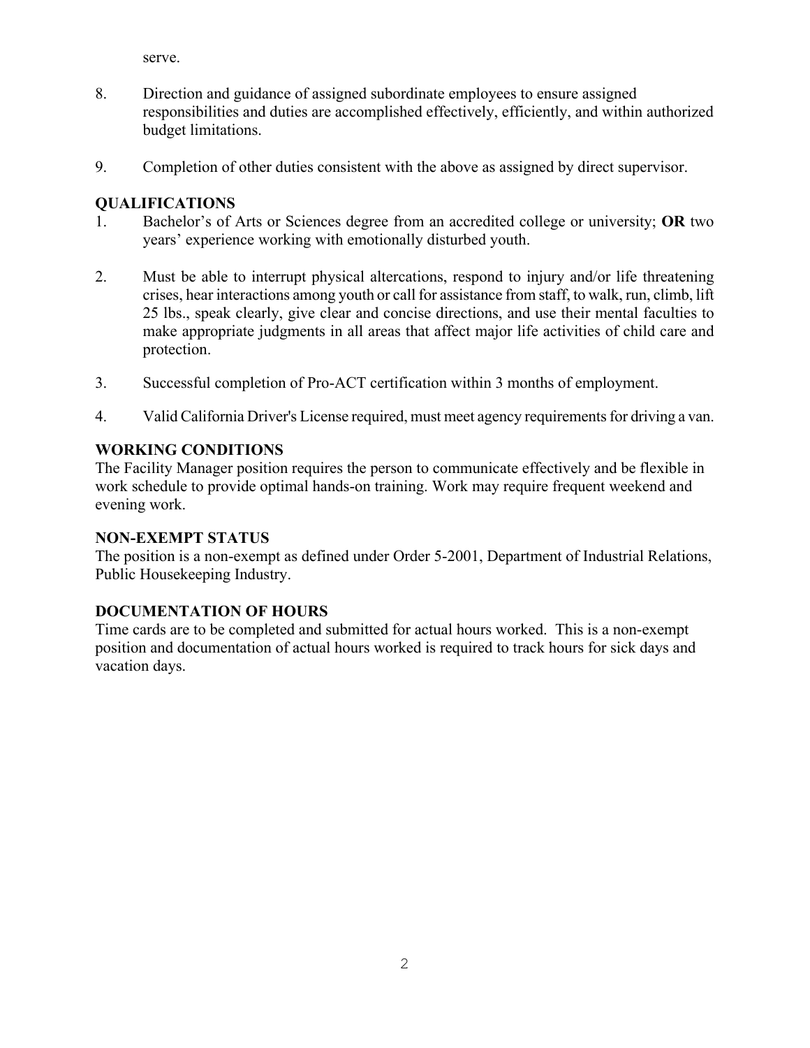serve.

8. Direction and guidance of assigned subordinate employees to ensure assigned responsibilities and duties are accomplished effectively, efficiently, and within authorized budget limitations.

9. Completion of other duties consistent with the above as assigned by direct supervisor.

## QUALIFICATIONS

1. Bachelor's of Arts or Sciences degree from an accredited college or university; **OR** two years' experience working with emotionally disturbed youth.

2. Must be able to interrupt physical altercations, respond to injury and/or life threatening crises, hear interactions among youth or call for assistance from staff, to walk, run, climb, lift 25 lbs., speak clearly, give clear and concise directions, and use their mental faculties to make appropriate judgments in all areas that affect major life activities of child care and protection.

3. Successful completion of Pro-ACT certification within 3 months of employment.

4. Valid California Driver's License required, must meet agency requirements for driving a van.

## WORKING CONDITIONS

The Facility Manager position requires the person to communicate effectively and be flexible in work schedule to provide optimal hands-on training. Work may require frequent weekend and evening work.

## NON-EXEMPT STATUS

The position is a non-exempt as defined under Order 5-2001, Department of Industrial Relations, Public Housekeeping Industry.

## DOCUMENTATION OF HOURS

Time cards are to be completed and submitted for actual hours worked. This is a non-exempt position and documentation of actual hours worked is required to track hours for sick days and vacation days.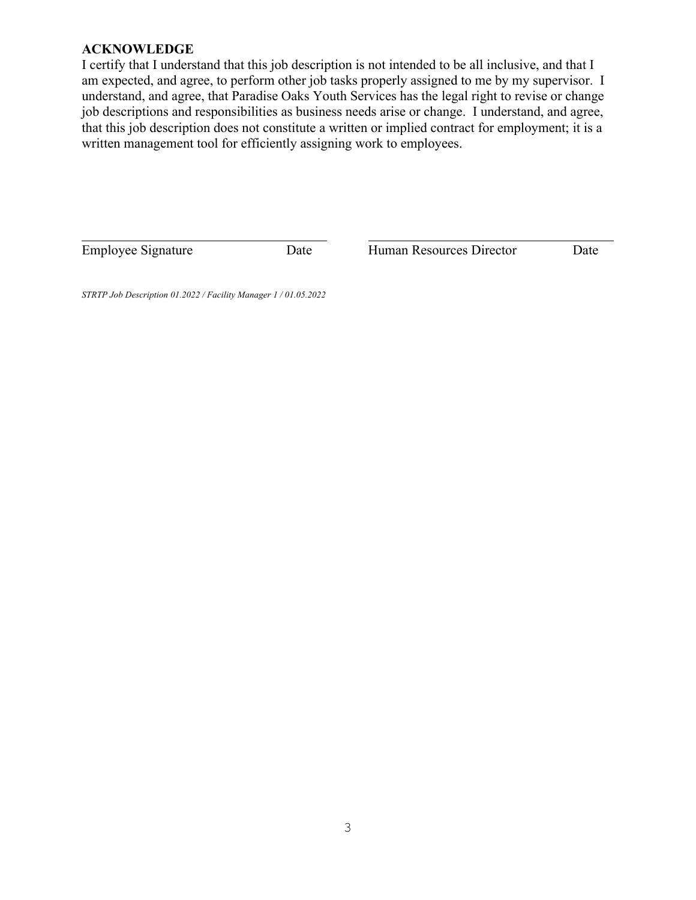**ACKNOWLEDGE**

I certify that I understand that this job description is not intended to be all inclusive, and that I am expected, and agree, to perform other job tasks properly assigned to me by my supervisor. I understand, and agree, that Paradise Oaks Youth Services has the legal right to revise or change job descriptions and responsibilities as business needs arise or change. I understand, and agree, that this job description does not constitute a written or implied contract for employment; it is a written management tool for efficiently assigning work to employees.

Employee Signature Date

Human Resources Director Date

*STRTP Job Description 01.2022 / Facility Manager 1 / 01.05.2022*